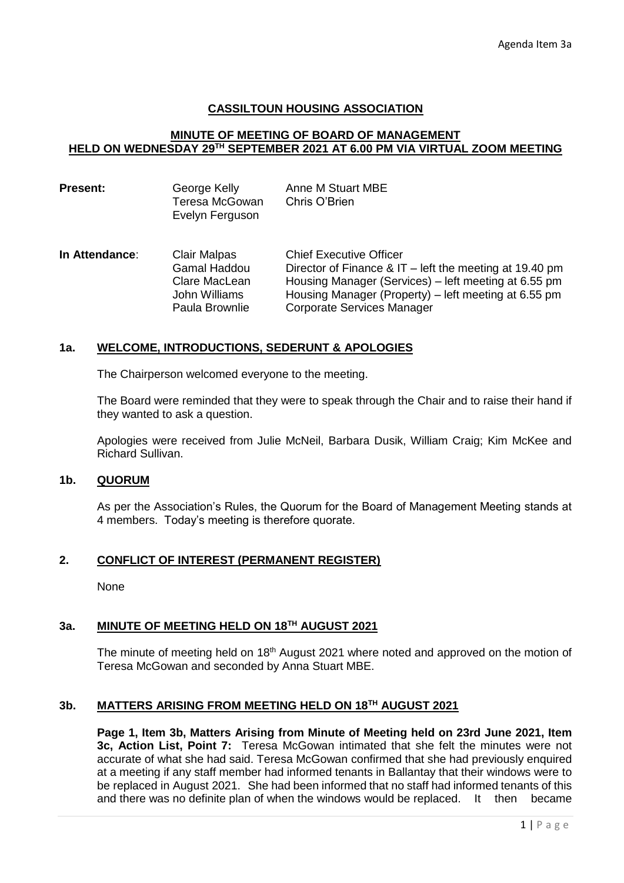Agenda Item 3a

# CASSILTOUN HOUSING ASSOCIATION

## MINUTE OF MEETING OF BOARD OF MANAGEMENT HELD ON WEDNESDAY 29TH SEPTEMBER 2021 AT 6.00 PM VIA VIRTUAL ZOOM MEETING

| | | |
|---|---|---|
| **Present:** | George Kelly | Anne M Stuart MBE |
| | Teresa McGowan | Chris O'Brien |
| | Evelyn Ferguson | |

| | | |
|---|---|---|
| **In Attendance:** | Clair Malpas | Chief Executive Officer |
| | Gamal Haddou | Director of Finance & IT – left the meeting at 19.40 pm |
| | Clare MacLean | Housing Manager (Services) – left meeting at 6.55 pm |
| | John Williams | Housing Manager (Property) – left meeting at 6.55 pm |
| | Paula Brownlie | Corporate Services Manager |

### 1a. WELCOME, INTRODUCTIONS, SEDERUNT & APOLOGIES

The Chairperson welcomed everyone to the meeting.

The Board were reminded that they were to speak through the Chair and to raise their hand if they wanted to ask a question.

Apologies were received from Julie McNeil, Barbara Dusik, William Craig; Kim McKee and Richard Sullivan.

### 1b. QUORUM

As per the Association's Rules, the Quorum for the Board of Management Meeting stands at 4 members. Today's meeting is therefore quorate.

### 2. CONFLICT OF INTEREST (PERMANENT REGISTER)

None

### 3a. MINUTE OF MEETING HELD ON 18TH AUGUST 2021

The minute of meeting held on 18th August 2021 where noted and approved on the motion of Teresa McGowan and seconded by Anna Stuart MBE.

### 3b. MATTERS ARISING FROM MEETING HELD ON 18TH AUGUST 2021

**Page 1, Item 3b, Matters Arising from Minute of Meeting held on 23rd June 2021, Item 3c, Action List, Point 7:** Teresa McGowan intimated that she felt the minutes were not accurate of what she had said. Teresa McGowan confirmed that she had previously enquired at a meeting if any staff member had informed tenants in Ballantay that their windows were to be replaced in August 2021. She had been informed that no staff had informed tenants of this and there was no definite plan of when the windows would be replaced. It then became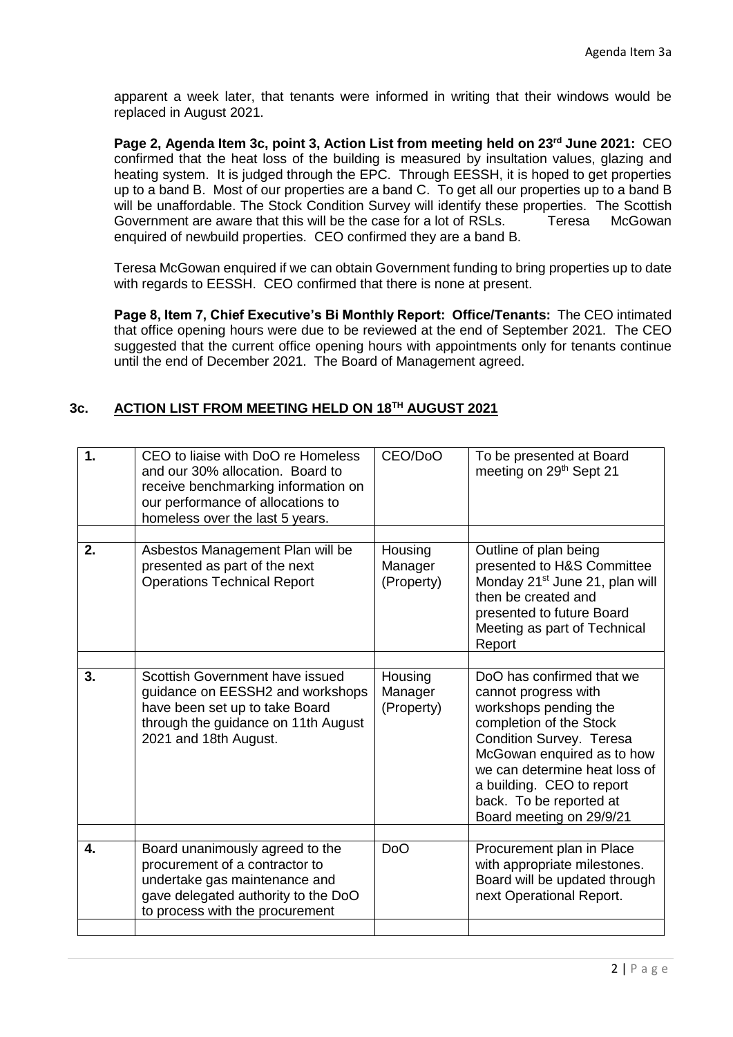apparent a week later, that tenants were informed in writing that their windows would be replaced in August 2021.

**Page 2, Agenda Item 3c, point 3, Action List from meeting held on 23rd June 2021:** CEO confirmed that the heat loss of the building is measured by insulation values, glazing and heating system. It is judged through the EPC. Through EESSH, it is hoped to get properties up to a band B. Most of our properties are a band C. To get all our properties up to a band B will be unaffordable. The Stock Condition Survey will identify these properties. The Scottish Government are aware that this will be the case for a lot of RSLs. Teresa McGowan enquired of newbuild properties. CEO confirmed they are a band B.

Teresa McGowan enquired if we can obtain Government funding to bring properties up to date with regards to EESSH. CEO confirmed that there is none at present.

**Page 8, Item 7, Chief Executive's Bi Monthly Report: Office/Tenants:** The CEO intimated that office opening hours were due to be reviewed at the end of September 2021. The CEO suggested that the current office opening hours with appointments only for tenants continue until the end of December 2021. The Board of Management agreed.

## 3c. ACTION LIST FROM MEETING HELD ON 18TH AUGUST 2021

| | | | |
|---|---|---|---|
| **1.** | CEO to liaise with DoO re Homeless and our 30% allocation. Board to receive benchmarking information on our performance of allocations to homeless over the last 5 years. | CEO/DoO | To be presented at Board meeting on 29th Sept 21 |
| **2.** | Asbestos Management Plan will be presented as part of the next Operations Technical Report | Housing Manager (Property) | Outline of plan being presented to H&S Committee Monday 21st June 21, plan will then be created and presented to future Board Meeting as part of Technical Report |
| **3.** | Scottish Government have issued guidance on EESSH2 and workshops have been set up to take Board through the guidance on 11th August 2021 and 18th August. | Housing Manager (Property) | DoO has confirmed that we cannot progress with workshops pending the completion of the Stock Condition Survey. Teresa McGowan enquired as to how we can determine heat loss of a building. CEO to report back. To be reported at Board meeting on 29/9/21 |
| **4.** | Board unanimously agreed to the procurement of a contractor to undertake gas maintenance and gave delegated authority to the DoO to process with the procurement | DoO | Procurement plan in Place with appropriate milestones. Board will be updated through next Operational Report. |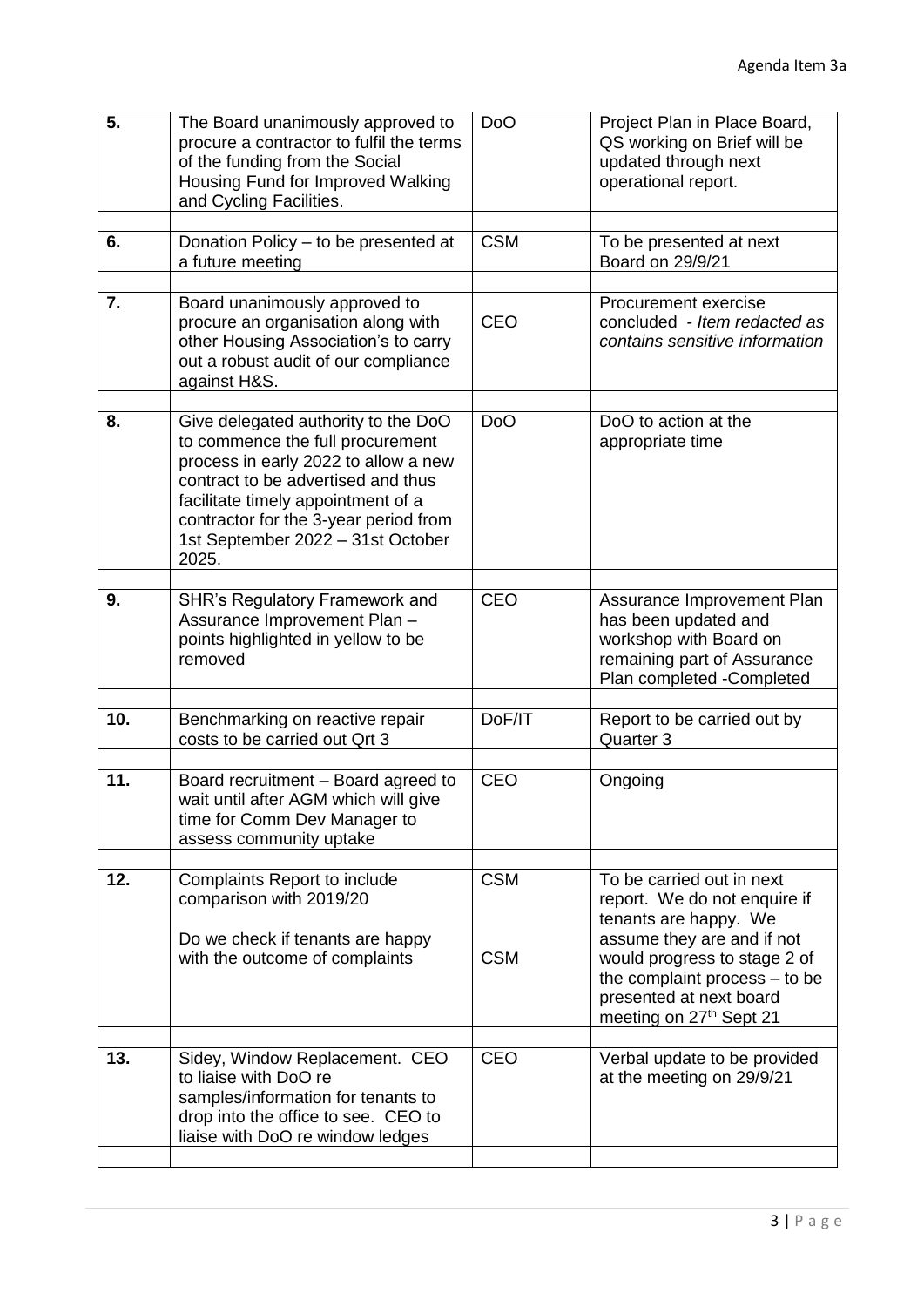| | | | |
|---|---|---|---|
| **5.** | The Board unanimously approved to procure a contractor to fulfil the terms of the funding from the Social Housing Fund for Improved Walking and Cycling Facilities. | DoO | Project Plan in Place Board, QS working on Brief will be updated through next operational report. |
| **6.** | Donation Policy – to be presented at a future meeting | CSM | To be presented at next Board on 29/9/21 |
| **7.** | Board unanimously approved to procure an organisation along with other Housing Association's to carry out a robust audit of our compliance against H&S. | CEO | Procurement exercise concluded - *Item redacted as contains sensitive information* |
| **8.** | Give delegated authority to the DoO to commence the full procurement process in early 2022 to allow a new contract to be advertised and thus facilitate timely appointment of a contractor for the 3-year period from 1st September 2022 – 31st October 2025. | DoO | DoO to action at the appropriate time |
| **9.** | SHR's Regulatory Framework and Assurance Improvement Plan – points highlighted in yellow to be removed | CEO | Assurance Improvement Plan has been updated and workshop with Board on remaining part of Assurance Plan completed -Completed |
| **10.** | Benchmarking on reactive repair costs to be carried out Qrt 3 | DoF/IT | Report to be carried out by Quarter 3 |
| **11.** | Board recruitment – Board agreed to wait until after AGM which will give time for Comm Dev Manager to assess community uptake | CEO | Ongoing |
| **12.** | Complaints Report to include comparison with 2019/20<br><br>Do we check if tenants are happy with the outcome of complaints | CSM<br><br>CSM | To be carried out in next report. We do not enquire if tenants are happy. We assume they are and if not would progress to stage 2 of the complaint process – to be presented at next board meeting on 27th Sept 21 |
| **13.** | Sidey, Window Replacement. CEO to liaise with DoO re samples/information for tenants to drop into the office to see. CEO to liaise with DoO re window ledges | CEO | Verbal update to be provided at the meeting on 29/9/21 |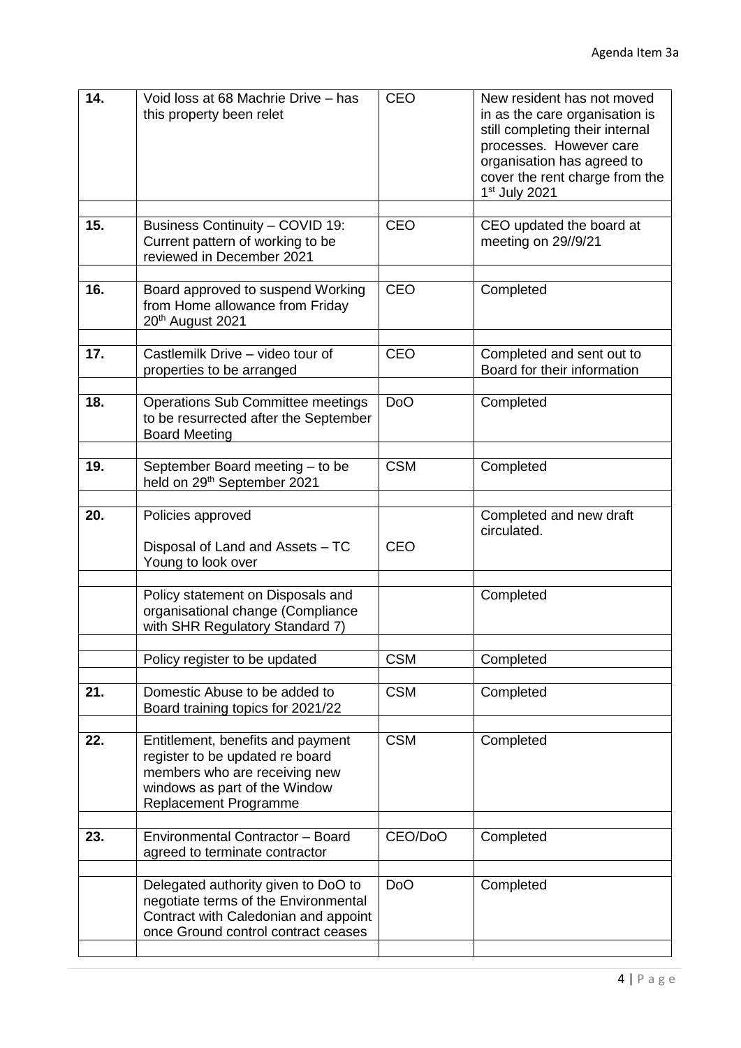| 14. | Void loss at 68 Machrie Drive – has this property been relet | CEO | New resident has not moved in as the care organisation is still completing their internal processes. However care organisation has agreed to cover the rent charge from the 1st July 2021 |
|---|---|---|---|
| | | | |
| 15. | Business Continuity – COVID 19: Current pattern of working to be reviewed in December 2021 | CEO | CEO updated the board at meeting on 29//9/21 |
| | | | |
| 16. | Board approved to suspend Working from Home allowance from Friday 20th August 2021 | CEO | Completed |
| | | | |
| 17. | Castlemilk Drive – video tour of properties to be arranged | CEO | Completed and sent out to Board for their information |
| | | | |
| 18. | Operations Sub Committee meetings to be resurrected after the September Board Meeting | DoO | Completed |
| | | | |
| 19. | September Board meeting – to be held on 29th September 2021 | CSM | Completed |
| | | | |
| 20. | Policies approved<br><br>Disposal of Land and Assets – TC Young to look over | CEO | Completed and new draft circulated. |
| | | | |
| | Policy statement on Disposals and organisational change (Compliance with SHR Regulatory Standard 7) | | Completed |
| | | | |
| | Policy register to be updated | CSM | Completed |
| | | | |
| 21. | Domestic Abuse to be added to Board training topics for 2021/22 | CSM | Completed |
| | | | |
| 22. | Entitlement, benefits and payment register to be updated re board members who are receiving new windows as part of the Window Replacement Programme | CSM | Completed |
| | | | |
| 23. | Environmental Contractor – Board agreed to terminate contractor | CEO/DoO | Completed |
| | | | |
| | Delegated authority given to DoO to negotiate terms of the Environmental Contract with Caledonian and appoint once Ground control contract ceases | DoO | Completed |
| | | | |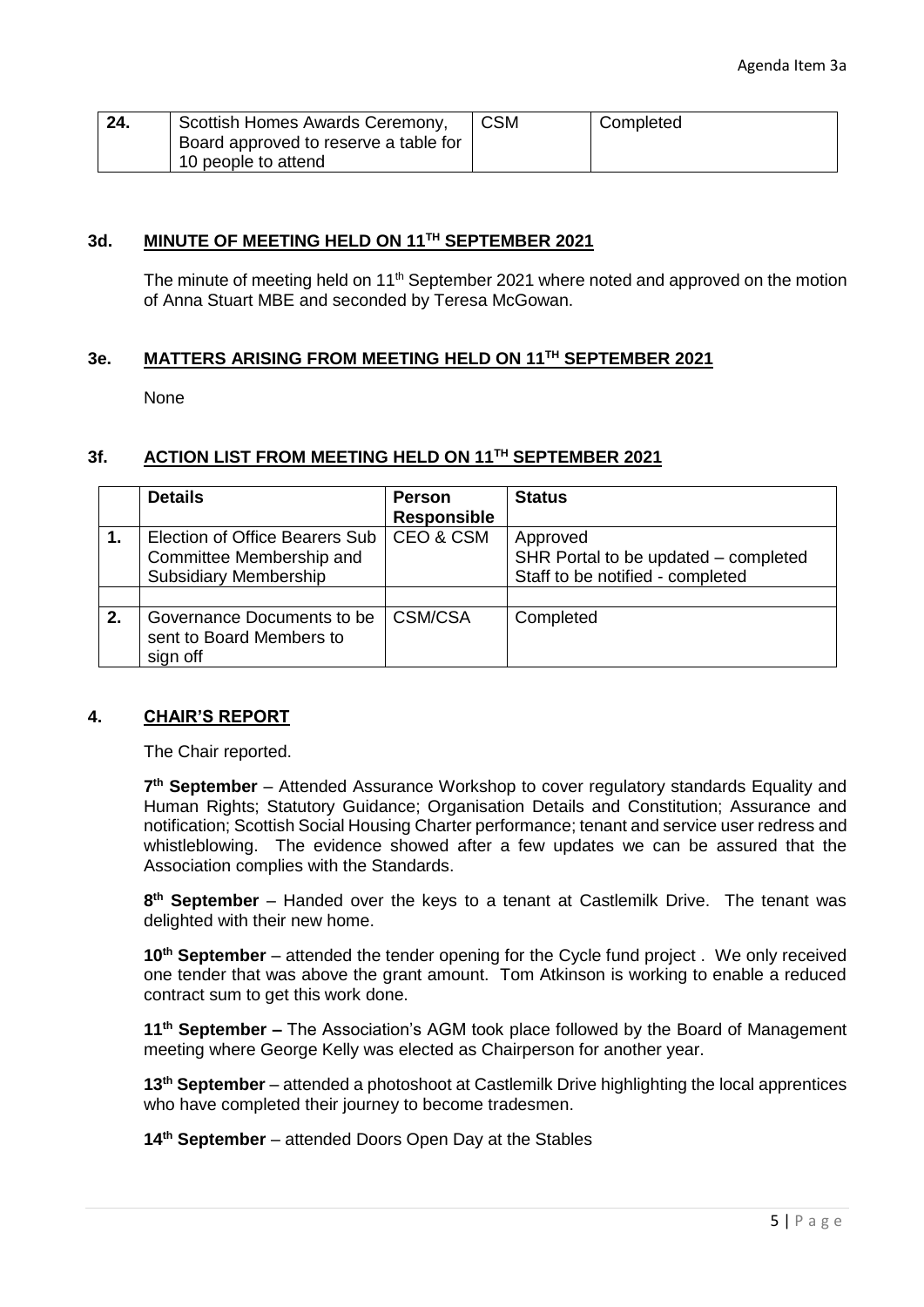| 24. | Scottish Homes Awards Ceremony, Board approved to reserve a table for 10 people to attend | CSM | Completed |
|---|---|---|---|

### 3d. MINUTE OF MEETING HELD ON 11TH SEPTEMBER 2021

The minute of meeting held on 11th September 2021 where noted and approved on the motion of Anna Stuart MBE and seconded by Teresa McGowan.

### 3e. MATTERS ARISING FROM MEETING HELD ON 11TH SEPTEMBER 2021

None

### 3f. ACTION LIST FROM MEETING HELD ON 11TH SEPTEMBER 2021

| | Details | Person Responsible | Status |
|---|---|---|---|
| 1. | Election of Office Bearers Sub Committee Membership and Subsidiary Membership | CEO & CSM | Approved<br>SHR Portal to be updated – completed<br>Staff to be notified - completed |
| | | | |
| 2. | Governance Documents to be sent to Board Members to sign off | CSM/CSA | Completed |

## 4. CHAIR'S REPORT

The Chair reported.

**7th September** – Attended Assurance Workshop to cover regulatory standards Equality and Human Rights; Statutory Guidance; Organisation Details and Constitution; Assurance and notification; Scottish Social Housing Charter performance; tenant and service user redress and whistleblowing. The evidence showed after a few updates we can be assured that the Association complies with the Standards.

**8th September** – Handed over the keys to a tenant at Castlemilk Drive. The tenant was delighted with their new home.

**10th September** – attended the tender opening for the Cycle fund project . We only received one tender that was above the grant amount. Tom Atkinson is working to enable a reduced contract sum to get this work done.

**11th September –** The Association's AGM took place followed by the Board of Management meeting where George Kelly was elected as Chairperson for another year.

**13th September** – attended a photoshoot at Castlemilk Drive highlighting the local apprentices who have completed their journey to become tradesmen.

**14th September** – attended Doors Open Day at the Stables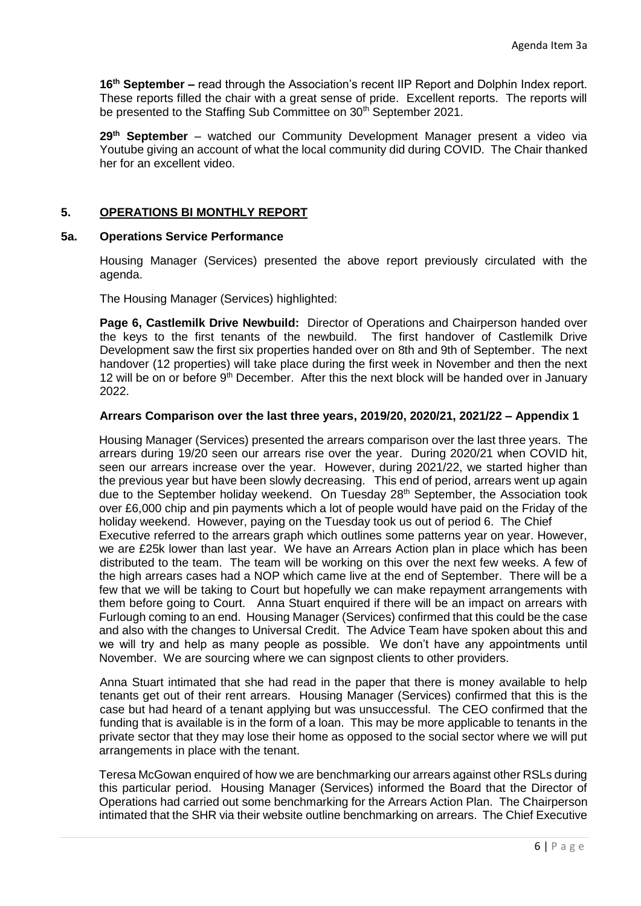**16th September –** read through the Association's recent IIP Report and Dolphin Index report. These reports filled the chair with a great sense of pride. Excellent reports. The reports will be presented to the Staffing Sub Committee on 30th September 2021.

**29th September** – watched our Community Development Manager present a video via Youtube giving an account of what the local community did during COVID. The Chair thanked her for an excellent video.

## 5. OPERATIONS BI MONTHLY REPORT

### 5a. Operations Service Performance

Housing Manager (Services) presented the above report previously circulated with the agenda.

The Housing Manager (Services) highlighted:

**Page 6, Castlemilk Drive Newbuild:** Director of Operations and Chairperson handed over the keys to the first tenants of the newbuild. The first handover of Castlemilk Drive Development saw the first six properties handed over on 8th and 9th of September. The next handover (12 properties) will take place during the first week in November and then the next 12 will be on or before 9th December. After this the next block will be handed over in January 2022.

**Arrears Comparison over the last three years, 2019/20, 2020/21, 2021/22 – Appendix 1**

Housing Manager (Services) presented the arrears comparison over the last three years. The arrears during 19/20 seen our arrears rise over the year. During 2020/21 when COVID hit, seen our arrears increase over the year. However, during 2021/22, we started higher than the previous year but have been slowly decreasing. This end of period, arrears went up again due to the September holiday weekend. On Tuesday 28th September, the Association took over £6,000 chip and pin payments which a lot of people would have paid on the Friday of the holiday weekend. However, paying on the Tuesday took us out of period 6. The Chief Executive referred to the arrears graph which outlines some patterns year on year. However, we are £25k lower than last year. We have an Arrears Action plan in place which has been distributed to the team. The team will be working on this over the next few weeks. A few of the high arrears cases had a NOP which came live at the end of September. There will be a few that we will be taking to Court but hopefully we can make repayment arrangements with them before going to Court. Anna Stuart enquired if there will be an impact on arrears with Furlough coming to an end. Housing Manager (Services) confirmed that this could be the case and also with the changes to Universal Credit. The Advice Team have spoken about this and we will try and help as many people as possible. We don't have any appointments until November. We are sourcing where we can signpost clients to other providers.

Anna Stuart intimated that she had read in the paper that there is money available to help tenants get out of their rent arrears. Housing Manager (Services) confirmed that this is the case but had heard of a tenant applying but was unsuccessful. The CEO confirmed that the funding that is available is in the form of a loan. This may be more applicable to tenants in the private sector that they may lose their home as opposed to the social sector where we will put arrangements in place with the tenant.

Teresa McGowan enquired of how we are benchmarking our arrears against other RSLs during this particular period. Housing Manager (Services) informed the Board that the Director of Operations had carried out some benchmarking for the Arrears Action Plan. The Chairperson intimated that the SHR via their website outline benchmarking on arrears. The Chief Executive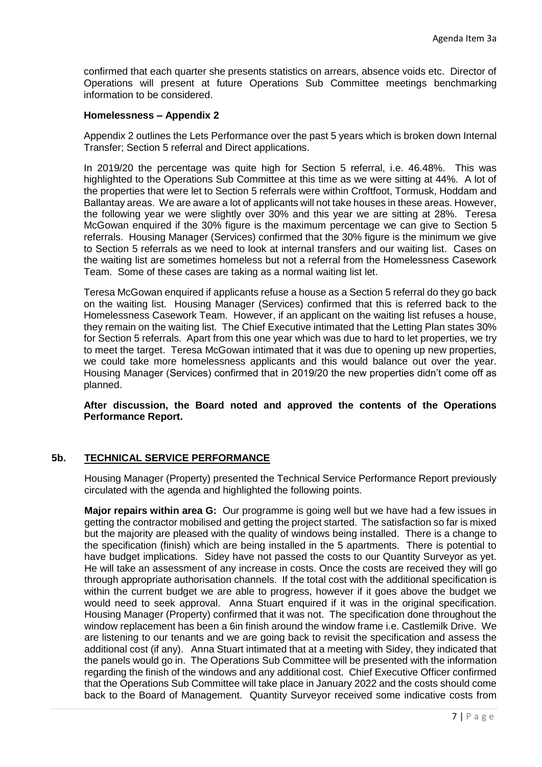confirmed that each quarter she presents statistics on arrears, absence voids etc. Director of Operations will present at future Operations Sub Committee meetings benchmarking information to be considered.

**Homelessness – Appendix 2**

Appendix 2 outlines the Lets Performance over the past 5 years which is broken down Internal Transfer; Section 5 referral and Direct applications.

In 2019/20 the percentage was quite high for Section 5 referral, i.e. 46.48%. This was highlighted to the Operations Sub Committee at this time as we were sitting at 44%. A lot of the properties that were let to Section 5 referrals were within Croftfoot, Tormusk, Hoddam and Ballantay areas. We are aware a lot of applicants will not take houses in these areas. However, the following year we were slightly over 30% and this year we are sitting at 28%. Teresa McGowan enquired if the 30% figure is the maximum percentage we can give to Section 5 referrals. Housing Manager (Services) confirmed that the 30% figure is the minimum we give to Section 5 referrals as we need to look at internal transfers and our waiting list. Cases on the waiting list are sometimes homeless but not a referral from the Homelessness Casework Team. Some of these cases are taking as a normal waiting list let.

Teresa McGowan enquired if applicants refuse a house as a Section 5 referral do they go back on the waiting list. Housing Manager (Services) confirmed that this is referred back to the Homelessness Casework Team. However, if an applicant on the waiting list refuses a house, they remain on the waiting list. The Chief Executive intimated that the Letting Plan states 30% for Section 5 referrals. Apart from this one year which was due to hard to let properties, we try to meet the target. Teresa McGowan intimated that it was due to opening up new properties, we could take more homelessness applicants and this would balance out over the year. Housing Manager (Services) confirmed that in 2019/20 the new properties didn't come off as planned.

**After discussion, the Board noted and approved the contents of the Operations Performance Report.**

## 5b. TECHNICAL SERVICE PERFORMANCE

Housing Manager (Property) presented the Technical Service Performance Report previously circulated with the agenda and highlighted the following points.

**Major repairs within area G:** Our programme is going well but we have had a few issues in getting the contractor mobilised and getting the project started. The satisfaction so far is mixed but the majority are pleased with the quality of windows being installed. There is a change to the specification (finish) which are being installed in the 5 apartments. There is potential to have budget implications. Sidey have not passed the costs to our Quantity Surveyor as yet. He will take an assessment of any increase in costs. Once the costs are received they will go through appropriate authorisation channels. If the total cost with the additional specification is within the current budget we are able to progress, however if it goes above the budget we would need to seek approval. Anna Stuart enquired if it was in the original specification. Housing Manager (Property) confirmed that it was not. The specification done throughout the window replacement has been a 6in finish around the window frame i.e. Castlemilk Drive. We are listening to our tenants and we are going back to revisit the specification and assess the additional cost (if any). Anna Stuart intimated that at a meeting with Sidey, they indicated that the panels would go in. The Operations Sub Committee will be presented with the information regarding the finish of the windows and any additional cost. Chief Executive Officer confirmed that the Operations Sub Committee will take place in January 2022 and the costs should come back to the Board of Management. Quantity Surveyor received some indicative costs from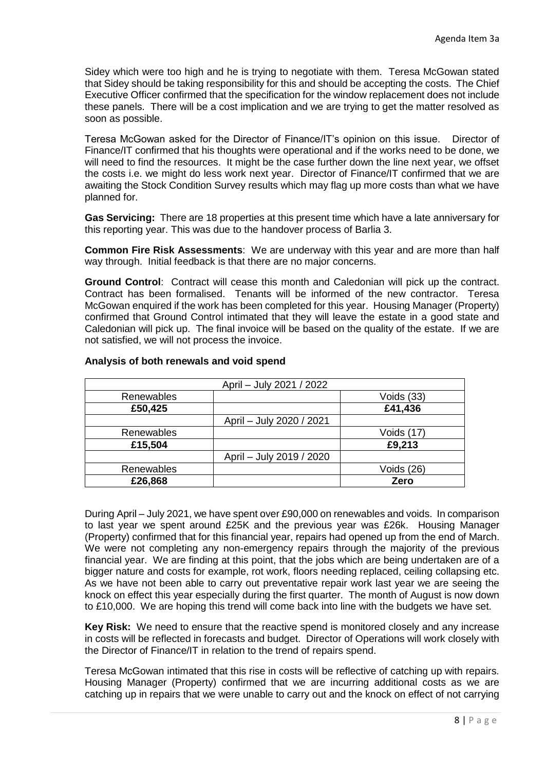Sidey which were too high and he is trying to negotiate with them. Teresa McGowan stated that Sidey should be taking responsibility for this and should be accepting the costs. The Chief Executive Officer confirmed that the specification for the window replacement does not include these panels. There will be a cost implication and we are trying to get the matter resolved as soon as possible.

Teresa McGowan asked for the Director of Finance/IT's opinion on this issue. Director of Finance/IT confirmed that his thoughts were operational and if the works need to be done, we will need to find the resources. It might be the case further down the line next year, we offset the costs i.e. we might do less work next year. Director of Finance/IT confirmed that we are awaiting the Stock Condition Survey results which may flag up more costs than what we have planned for.

**Gas Servicing:** There are 18 properties at this present time which have a late anniversary for this reporting year. This was due to the handover process of Barlia 3.

**Common Fire Risk Assessments**: We are underway with this year and are more than half way through. Initial feedback is that there are no major concerns.

**Ground Control**: Contract will cease this month and Caledonian will pick up the contract. Contract has been formalised. Tenants will be informed of the new contractor. Teresa McGowan enquired if the work has been completed for this year. Housing Manager (Property) confirmed that Ground Control intimated that they will leave the estate in a good state and Caledonian will pick up. The final invoice will be based on the quality of the estate. If we are not satisfied, we will not process the invoice.

**Analysis of both renewals and void spend**

| April – July 2021 / 2022 | | |
|---|---|---|
| Renewables | | Voids (33) |
| **£50,425** | | **£41,436** |
| | April – July 2020 / 2021 | |
| Renewables | | Voids (17) |
| **£15,504** | | **£9,213** |
| | April – July 2019 / 2020 | |
| Renewables | | Voids (26) |
| **£26,868** | | **Zero** |

During April – July 2021, we have spent over £90,000 on renewables and voids. In comparison to last year we spent around £25K and the previous year was £26k. Housing Manager (Property) confirmed that for this financial year, repairs had opened up from the end of March. We were not completing any non-emergency repairs through the majority of the previous financial year. We are finding at this point, that the jobs which are being undertaken are of a bigger nature and costs for example, rot work, floors needing replaced, ceiling collapsing etc. As we have not been able to carry out preventative repair work last year we are seeing the knock on effect this year especially during the first quarter. The month of August is now down to £10,000. We are hoping this trend will come back into line with the budgets we have set.

**Key Risk:** We need to ensure that the reactive spend is monitored closely and any increase in costs will be reflected in forecasts and budget. Director of Operations will work closely with the Director of Finance/IT in relation to the trend of repairs spend.

Teresa McGowan intimated that this rise in costs will be reflective of catching up with repairs. Housing Manager (Property) confirmed that we are incurring additional costs as we are catching up in repairs that we were unable to carry out and the knock on effect of not carrying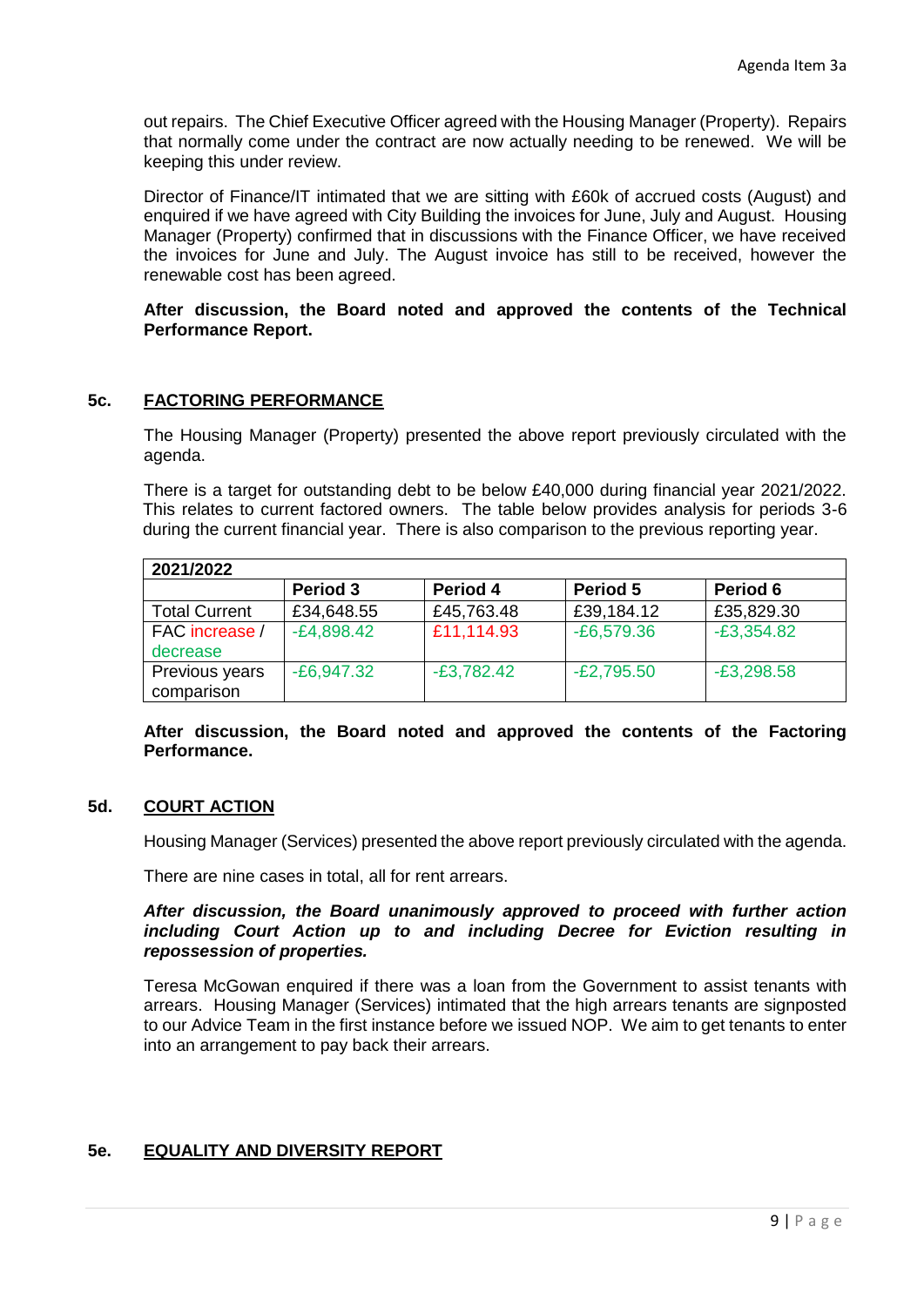out repairs. The Chief Executive Officer agreed with the Housing Manager (Property). Repairs that normally come under the contract are now actually needing to be renewed. We will be keeping this under review.

Director of Finance/IT intimated that we are sitting with £60k of accrued costs (August) and enquired if we have agreed with City Building the invoices for June, July and August. Housing Manager (Property) confirmed that in discussions with the Finance Officer, we have received the invoices for June and July. The August invoice has still to be received, however the renewable cost has been agreed.

**After discussion, the Board noted and approved the contents of the Technical Performance Report.**

### 5c. FACTORING PERFORMANCE

The Housing Manager (Property) presented the above report previously circulated with the agenda.

There is a target for outstanding debt to be below £40,000 during financial year 2021/2022. This relates to current factored owners. The table below provides analysis for periods 3-6 during the current financial year. There is also comparison to the previous reporting year.

| 2021/2022 | | | | |
|---|---|---|---|---|
| | **Period 3** | **Period 4** | **Period 5** | **Period 6** |
| Total Current | £34,648.55 | £45,763.48 | £39,184.12 | £35,829.30 |
| FAC increase / decrease | -£4,898.42 | £11,114.93 | -£6,579.36 | -£3,354.82 |
| Previous years comparison | -£6,947.32 | -£3,782.42 | -£2,795.50 | -£3,298.58 |

**After discussion, the Board noted and approved the contents of the Factoring Performance.**

### 5d. COURT ACTION

Housing Manager (Services) presented the above report previously circulated with the agenda.

There are nine cases in total, all for rent arrears.

***After discussion, the Board unanimously approved to proceed with further action including Court Action up to and including Decree for Eviction resulting in repossession of properties.***

Teresa McGowan enquired if there was a loan from the Government to assist tenants with arrears. Housing Manager (Services) intimated that the high arrears tenants are signposted to our Advice Team in the first instance before we issued NOP. We aim to get tenants to enter into an arrangement to pay back their arrears.

### 5e. EQUALITY AND DIVERSITY REPORT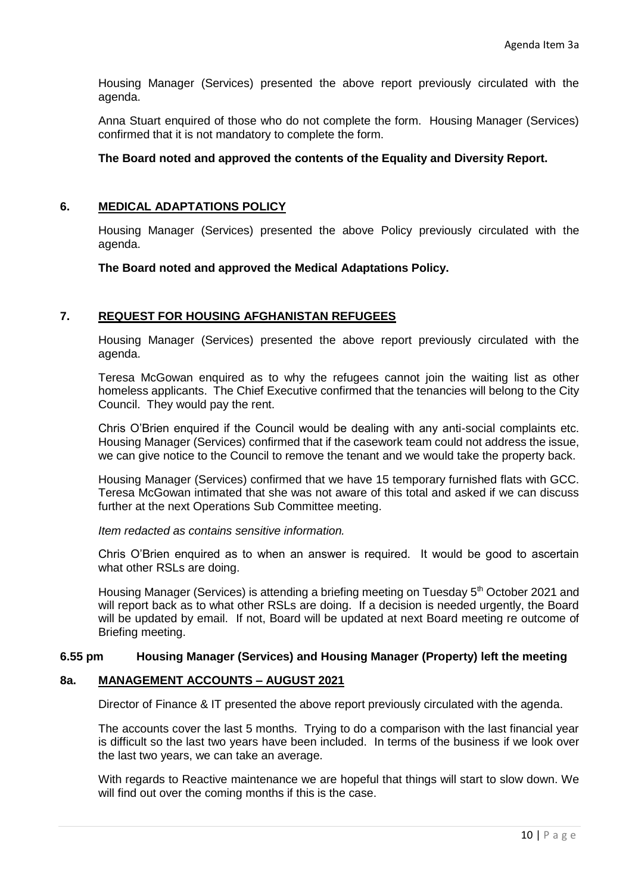Housing Manager (Services) presented the above report previously circulated with the agenda.

Anna Stuart enquired of those who do not complete the form. Housing Manager (Services) confirmed that it is not mandatory to complete the form.

**The Board noted and approved the contents of the Equality and Diversity Report.**

## 6. MEDICAL ADAPTATIONS POLICY

Housing Manager (Services) presented the above Policy previously circulated with the agenda.

**The Board noted and approved the Medical Adaptations Policy.**

## 7. REQUEST FOR HOUSING AFGHANISTAN REFUGEES

Housing Manager (Services) presented the above report previously circulated with the agenda.

Teresa McGowan enquired as to why the refugees cannot join the waiting list as other homeless applicants. The Chief Executive confirmed that the tenancies will belong to the City Council. They would pay the rent.

Chris O'Brien enquired if the Council would be dealing with any anti-social complaints etc. Housing Manager (Services) confirmed that if the casework team could not address the issue, we can give notice to the Council to remove the tenant and we would take the property back.

Housing Manager (Services) confirmed that we have 15 temporary furnished flats with GCC. Teresa McGowan intimated that she was not aware of this total and asked if we can discuss further at the next Operations Sub Committee meeting.

*Item redacted as contains sensitive information.*

Chris O'Brien enquired as to when an answer is required. It would be good to ascertain what other RSLs are doing.

Housing Manager (Services) is attending a briefing meeting on Tuesday 5th October 2021 and will report back as to what other RSLs are doing. If a decision is needed urgently, the Board will be updated by email. If not, Board will be updated at next Board meeting re outcome of Briefing meeting.

**6.55 pm Housing Manager (Services) and Housing Manager (Property) left the meeting**

## 8a. MANAGEMENT ACCOUNTS – AUGUST 2021

Director of Finance & IT presented the above report previously circulated with the agenda.

The accounts cover the last 5 months. Trying to do a comparison with the last financial year is difficult so the last two years have been included. In terms of the business if we look over the last two years, we can take an average.

With regards to Reactive maintenance we are hopeful that things will start to slow down. We will find out over the coming months if this is the case.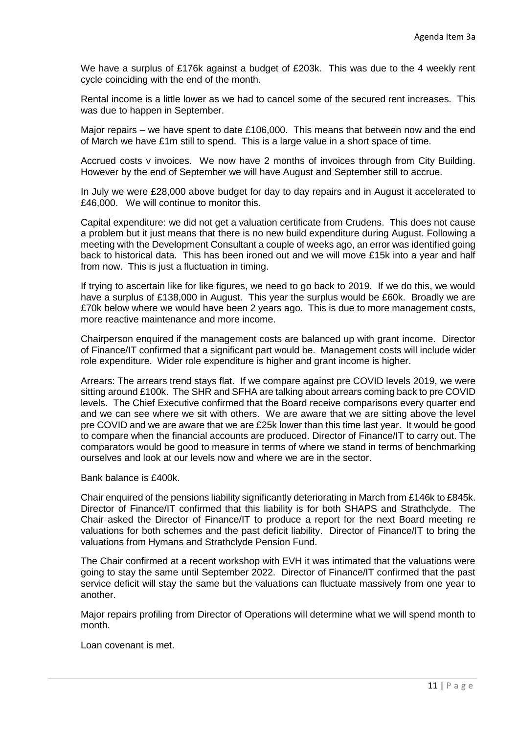We have a surplus of £176k against a budget of £203k. This was due to the 4 weekly rent cycle coinciding with the end of the month.

Rental income is a little lower as we had to cancel some of the secured rent increases. This was due to happen in September.

Major repairs – we have spent to date £106,000. This means that between now and the end of March we have £1m still to spend. This is a large value in a short space of time.

Accrued costs v invoices. We now have 2 months of invoices through from City Building. However by the end of September we will have August and September still to accrue.

In July we were £28,000 above budget for day to day repairs and in August it accelerated to £46,000. We will continue to monitor this.

Capital expenditure: we did not get a valuation certificate from Crudens. This does not cause a problem but it just means that there is no new build expenditure during August. Following a meeting with the Development Consultant a couple of weeks ago, an error was identified going back to historical data. This has been ironed out and we will move £15k into a year and half from now. This is just a fluctuation in timing.

If trying to ascertain like for like figures, we need to go back to 2019. If we do this, we would have a surplus of £138,000 in August. This year the surplus would be £60k. Broadly we are £70k below where we would have been 2 years ago. This is due to more management costs, more reactive maintenance and more income.

Chairperson enquired if the management costs are balanced up with grant income. Director of Finance/IT confirmed that a significant part would be. Management costs will include wider role expenditure. Wider role expenditure is higher and grant income is higher.

Arrears: The arrears trend stays flat. If we compare against pre COVID levels 2019, we were sitting around £100k. The SHR and SFHA are talking about arrears coming back to pre COVID levels. The Chief Executive confirmed that the Board receive comparisons every quarter end and we can see where we sit with others. We are aware that we are sitting above the level pre COVID and we are aware that we are £25k lower than this time last year. It would be good to compare when the financial accounts are produced. Director of Finance/IT to carry out. The comparators would be good to measure in terms of where we stand in terms of benchmarking ourselves and look at our levels now and where we are in the sector.

Bank balance is £400k.

Chair enquired of the pensions liability significantly deteriorating in March from £146k to £845k. Director of Finance/IT confirmed that this liability is for both SHAPS and Strathclyde. The Chair asked the Director of Finance/IT to produce a report for the next Board meeting re valuations for both schemes and the past deficit liability. Director of Finance/IT to bring the valuations from Hymans and Strathclyde Pension Fund.

The Chair confirmed at a recent workshop with EVH it was intimated that the valuations were going to stay the same until September 2022. Director of Finance/IT confirmed that the past service deficit will stay the same but the valuations can fluctuate massively from one year to another.

Major repairs profiling from Director of Operations will determine what we will spend month to month.

Loan covenant is met.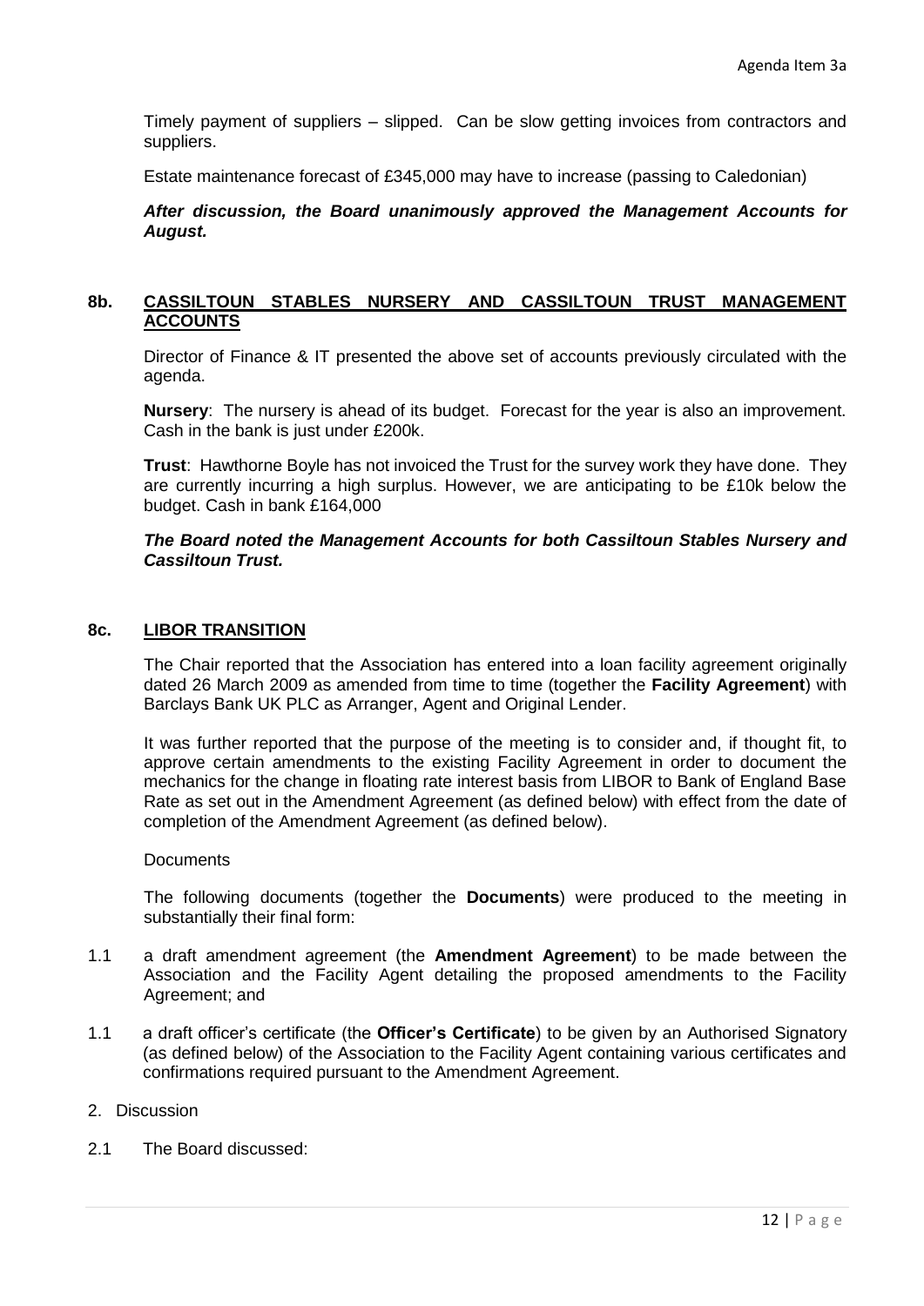Timely payment of suppliers – slipped. Can be slow getting invoices from contractors and suppliers.

Estate maintenance forecast of £345,000 may have to increase (passing to Caledonian)

***After discussion, the Board unanimously approved the Management Accounts for August.***

## 8b. CASSILTOUN STABLES NURSERY AND CASSILTOUN TRUST MANAGEMENT ACCOUNTS

Director of Finance & IT presented the above set of accounts previously circulated with the agenda.

**Nursery**: The nursery is ahead of its budget. Forecast for the year is also an improvement. Cash in the bank is just under £200k.

**Trust**: Hawthorne Boyle has not invoiced the Trust for the survey work they have done. They are currently incurring a high surplus. However, we are anticipating to be £10k below the budget. Cash in bank £164,000

***The Board noted the Management Accounts for both Cassiltoun Stables Nursery and Cassiltoun Trust.***

## 8c. LIBOR TRANSITION

The Chair reported that the Association has entered into a loan facility agreement originally dated 26 March 2009 as amended from time to time (together the **Facility Agreement**) with Barclays Bank UK PLC as Arranger, Agent and Original Lender.

It was further reported that the purpose of the meeting is to consider and, if thought fit, to approve certain amendments to the existing Facility Agreement in order to document the mechanics for the change in floating rate interest basis from LIBOR to Bank of England Base Rate as set out in the Amendment Agreement (as defined below) with effect from the date of completion of the Amendment Agreement (as defined below).

Documents

The following documents (together the **Documents**) were produced to the meeting in substantially their final form:

1.1 a draft amendment agreement (the **Amendment Agreement**) to be made between the Association and the Facility Agent detailing the proposed amendments to the Facility Agreement; and

1.1 a draft officer's certificate (the **Officer's Certificate**) to be given by an Authorised Signatory (as defined below) of the Association to the Facility Agent containing various certificates and confirmations required pursuant to the Amendment Agreement.

2. Discussion

2.1 The Board discussed: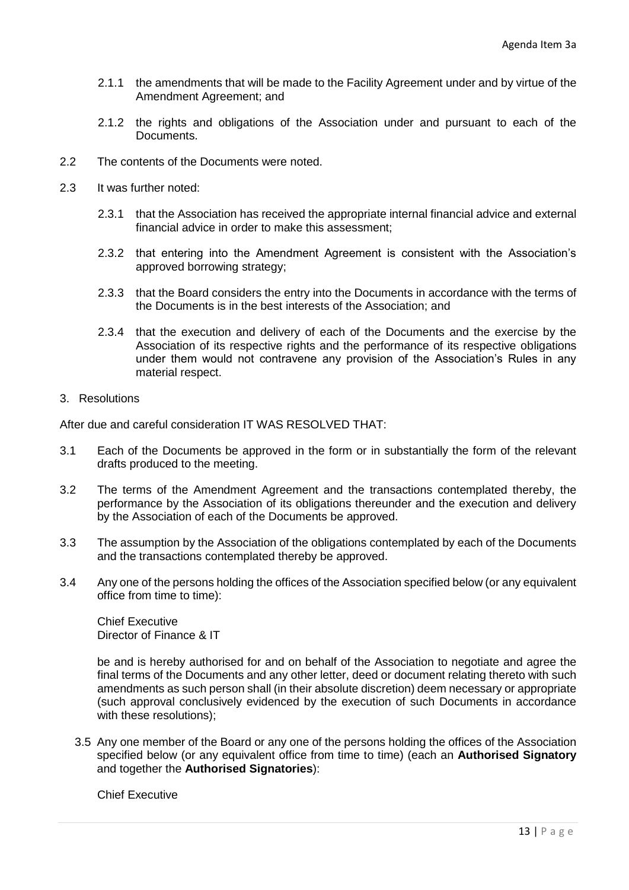2.1.1 the amendments that will be made to the Facility Agreement under and by virtue of the Amendment Agreement; and

2.1.2 the rights and obligations of the Association under and pursuant to each of the Documents.

2.2 The contents of the Documents were noted.

2.3 It was further noted:

2.3.1 that the Association has received the appropriate internal financial advice and external financial advice in order to make this assessment;

2.3.2 that entering into the Amendment Agreement is consistent with the Association's approved borrowing strategy;

2.3.3 that the Board considers the entry into the Documents in accordance with the terms of the Documents is in the best interests of the Association; and

2.3.4 that the execution and delivery of each of the Documents and the exercise by the Association of its respective rights and the performance of its respective obligations under them would not contravene any provision of the Association's Rules in any material respect.

3. Resolutions

After due and careful consideration IT WAS RESOLVED THAT:

3.1 Each of the Documents be approved in the form or in substantially the form of the relevant drafts produced to the meeting.

3.2 The terms of the Amendment Agreement and the transactions contemplated thereby, the performance by the Association of its obligations thereunder and the execution and delivery by the Association of each of the Documents be approved.

3.3 The assumption by the Association of the obligations contemplated by each of the Documents and the transactions contemplated thereby be approved.

3.4 Any one of the persons holding the offices of the Association specified below (or any equivalent office from time to time):

Chief Executive
Director of Finance & IT

be and is hereby authorised for and on behalf of the Association to negotiate and agree the final terms of the Documents and any other letter, deed or document relating thereto with such amendments as such person shall (in their absolute discretion) deem necessary or appropriate (such approval conclusively evidenced by the execution of such Documents in accordance with these resolutions);

3.5 Any one member of the Board or any one of the persons holding the offices of the Association specified below (or any equivalent office from time to time) (each an **Authorised Signatory** and together the **Authorised Signatories**):

Chief Executive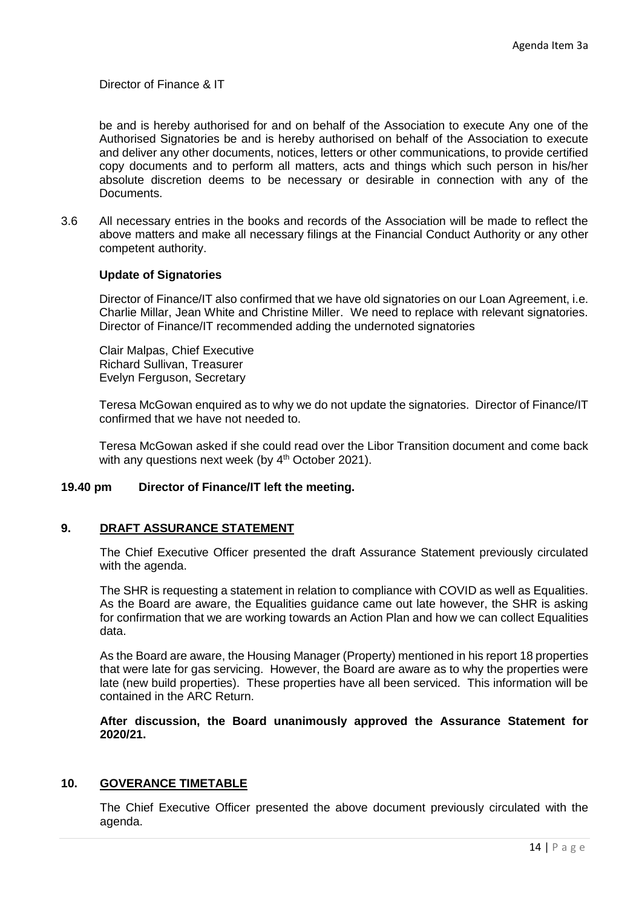Director of Finance & IT

be and is hereby authorised for and on behalf of the Association to execute Any one of the Authorised Signatories be and is hereby authorised on behalf of the Association to execute and deliver any other documents, notices, letters or other communications, to provide certified copy documents and to perform all matters, acts and things which such person in his/her absolute discretion deems to be necessary or desirable in connection with any of the Documents.

3.6 All necessary entries in the books and records of the Association will be made to reflect the above matters and make all necessary filings at the Financial Conduct Authority or any other competent authority.

**Update of Signatories**

Director of Finance/IT also confirmed that we have old signatories on our Loan Agreement, i.e. Charlie Millar, Jean White and Christine Miller. We need to replace with relevant signatories. Director of Finance/IT recommended adding the undernoted signatories

Clair Malpas, Chief Executive
Richard Sullivan, Treasurer
Evelyn Ferguson, Secretary

Teresa McGowan enquired as to why we do not update the signatories. Director of Finance/IT confirmed that we have not needed to.

Teresa McGowan asked if she could read over the Libor Transition document and come back with any questions next week (by 4th October 2021).

**19.40 pm Director of Finance/IT left the meeting.**

## 9. DRAFT ASSURANCE STATEMENT

The Chief Executive Officer presented the draft Assurance Statement previously circulated with the agenda.

The SHR is requesting a statement in relation to compliance with COVID as well as Equalities. As the Board are aware, the Equalities guidance came out late however, the SHR is asking for confirmation that we are working towards an Action Plan and how we can collect Equalities data.

As the Board are aware, the Housing Manager (Property) mentioned in his report 18 properties that were late for gas servicing. However, the Board are aware as to why the properties were late (new build properties). These properties have all been serviced. This information will be contained in the ARC Return.

**After discussion, the Board unanimously approved the Assurance Statement for 2020/21.**

## 10. GOVERANCE TIMETABLE

The Chief Executive Officer presented the above document previously circulated with the agenda.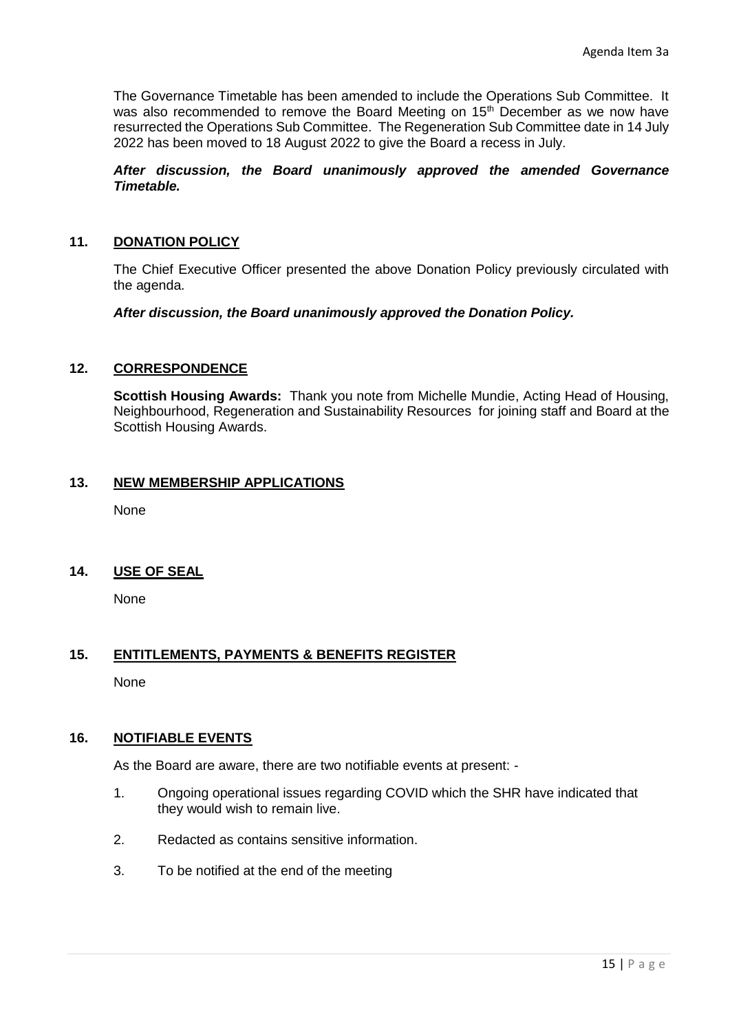The Governance Timetable has been amended to include the Operations Sub Committee. It was also recommended to remove the Board Meeting on 15th December as we now have resurrected the Operations Sub Committee. The Regeneration Sub Committee date in 14 July 2022 has been moved to 18 August 2022 to give the Board a recess in July.

***After discussion, the Board unanimously approved the amended Governance Timetable.***

## 11. DONATION POLICY

The Chief Executive Officer presented the above Donation Policy previously circulated with the agenda.

***After discussion, the Board unanimously approved the Donation Policy.***

## 12. CORRESPONDENCE

**Scottish Housing Awards:** Thank you note from Michelle Mundie, Acting Head of Housing, Neighbourhood, Regeneration and Sustainability Resources for joining staff and Board at the Scottish Housing Awards.

## 13. NEW MEMBERSHIP APPLICATIONS

None

## 14. USE OF SEAL

None

## 15. ENTITLEMENTS, PAYMENTS & BENEFITS REGISTER

None

## 16. NOTIFIABLE EVENTS

As the Board are aware, there are two notifiable events at present: -

1. Ongoing operational issues regarding COVID which the SHR have indicated that they would wish to remain live.
2. Redacted as contains sensitive information.
3. To be notified at the end of the meeting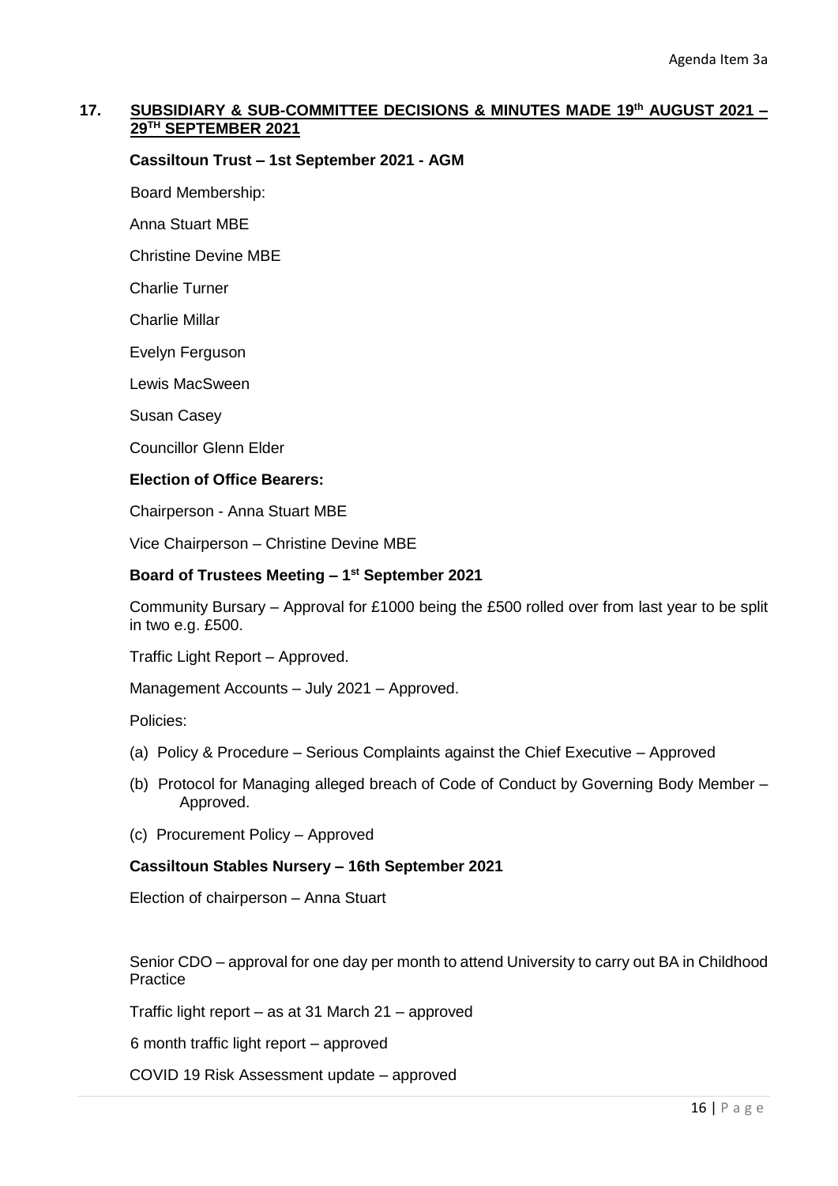Agenda Item 3a

## 17. SUBSIDIARY & SUB-COMMITTEE DECISIONS & MINUTES MADE 19th AUGUST 2021 – 29TH SEPTEMBER 2021

**Cassiltoun Trust – 1st September 2021 - AGM**

Board Membership:

Anna Stuart MBE

Christine Devine MBE

Charlie Turner

Charlie Millar

Evelyn Ferguson

Lewis MacSween

Susan Casey

Councillor Glenn Elder

**Election of Office Bearers:**

Chairperson - Anna Stuart MBE

Vice Chairperson – Christine Devine MBE

**Board of Trustees Meeting – 1st September 2021**

Community Bursary – Approval for £1000 being the £500 rolled over from last year to be split in two e.g. £500.

Traffic Light Report – Approved.

Management Accounts – July 2021 – Approved.

Policies:

(a) Policy & Procedure – Serious Complaints against the Chief Executive – Approved

(b) Protocol for Managing alleged breach of Code of Conduct by Governing Body Member – Approved.

(c) Procurement Policy – Approved

**Cassiltoun Stables Nursery – 16th September 2021**

Election of chairperson – Anna Stuart

Senior CDO – approval for one day per month to attend University to carry out BA in Childhood Practice

Traffic light report – as at 31 March 21 – approved

6 month traffic light report – approved

COVID 19 Risk Assessment update – approved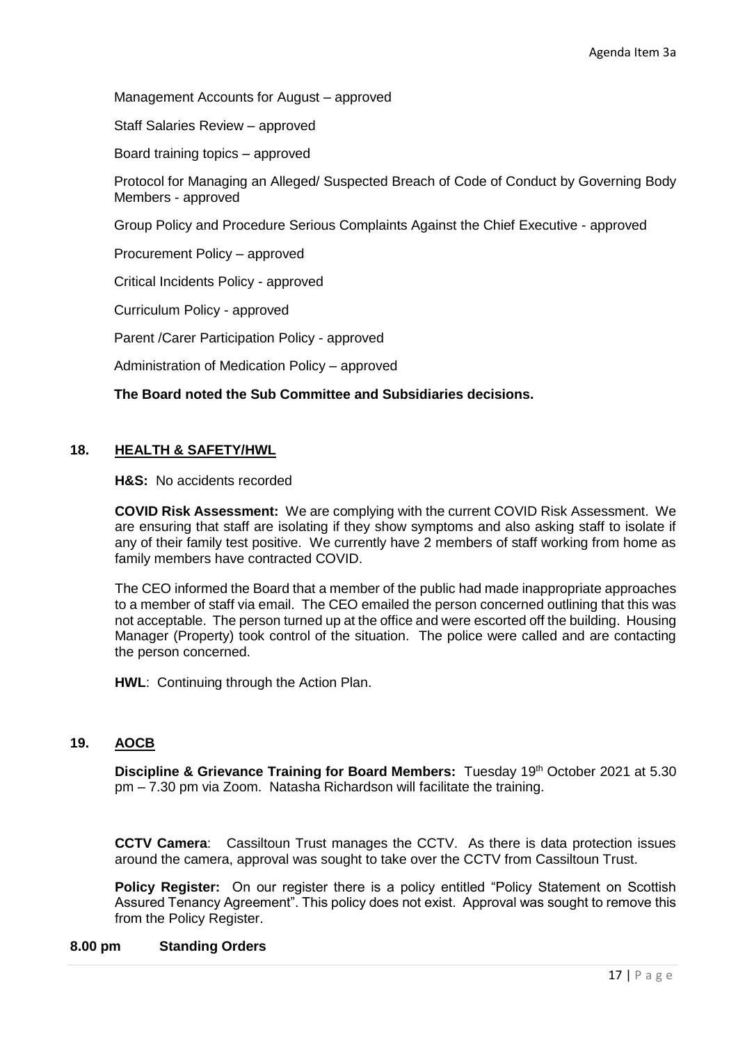Management Accounts for August – approved

Staff Salaries Review – approved

Board training topics – approved

Protocol for Managing an Alleged/ Suspected Breach of Code of Conduct by Governing Body Members - approved

Group Policy and Procedure Serious Complaints Against the Chief Executive - approved

Procurement Policy – approved

Critical Incidents Policy - approved

Curriculum Policy - approved

Parent /Carer Participation Policy - approved

Administration of Medication Policy – approved

**The Board noted the Sub Committee and Subsidiaries decisions.**

## 18. HEALTH & SAFETY/HWL

**H&S:** No accidents recorded

**COVID Risk Assessment:** We are complying with the current COVID Risk Assessment. We are ensuring that staff are isolating if they show symptoms and also asking staff to isolate if any of their family test positive. We currently have 2 members of staff working from home as family members have contracted COVID.

The CEO informed the Board that a member of the public had made inappropriate approaches to a member of staff via email. The CEO emailed the person concerned outlining that this was not acceptable. The person turned up at the office and were escorted off the building. Housing Manager (Property) took control of the situation. The police were called and are contacting the person concerned.

**HWL**: Continuing through the Action Plan.

## 19. AOCB

**Discipline & Grievance Training for Board Members:** Tuesday 19th October 2021 at 5.30 pm – 7.30 pm via Zoom. Natasha Richardson will facilitate the training.

**CCTV Camera**: Cassiltoun Trust manages the CCTV. As there is data protection issues around the camera, approval was sought to take over the CCTV from Cassiltoun Trust.

**Policy Register:** On our register there is a policy entitled "Policy Statement on Scottish Assured Tenancy Agreement". This policy does not exist. Approval was sought to remove this from the Policy Register.

**8.00 pm Standing Orders**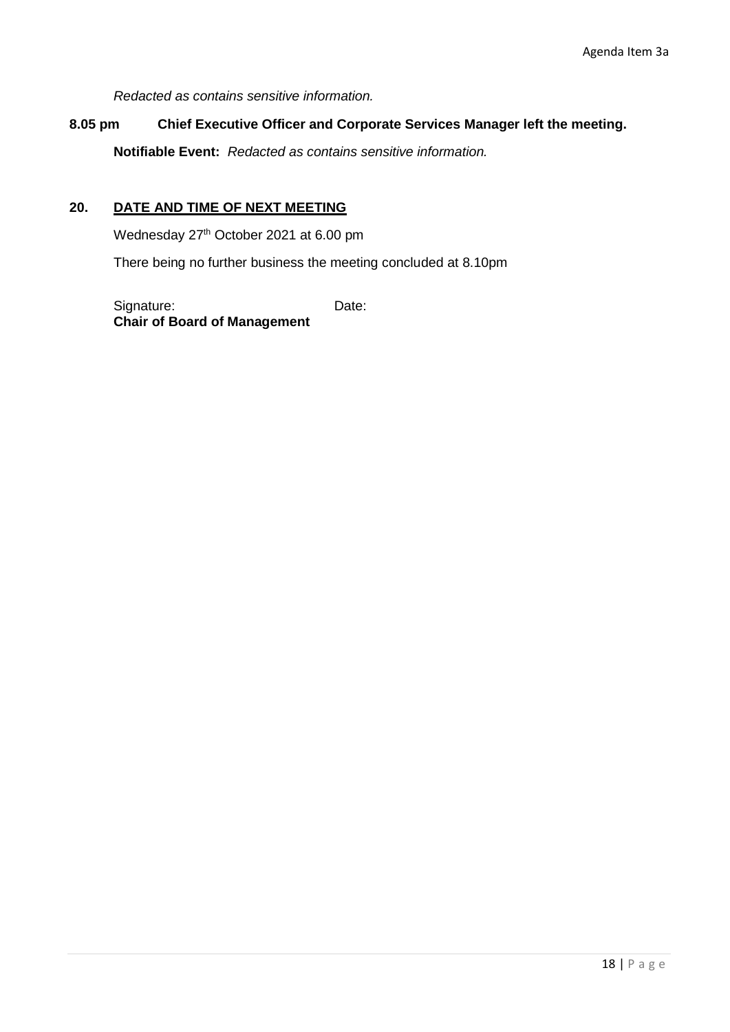*Redacted as contains sensitive information.*

**8.05 pm Chief Executive Officer and Corporate Services Manager left the meeting.**

**Notifiable Event:** *Redacted as contains sensitive information.*

## 20. DATE AND TIME OF NEXT MEETING

Wednesday 27th October 2021 at 6.00 pm

There being no further business the meeting concluded at 8.10pm

Signature: Date:
**Chair of Board of Management**